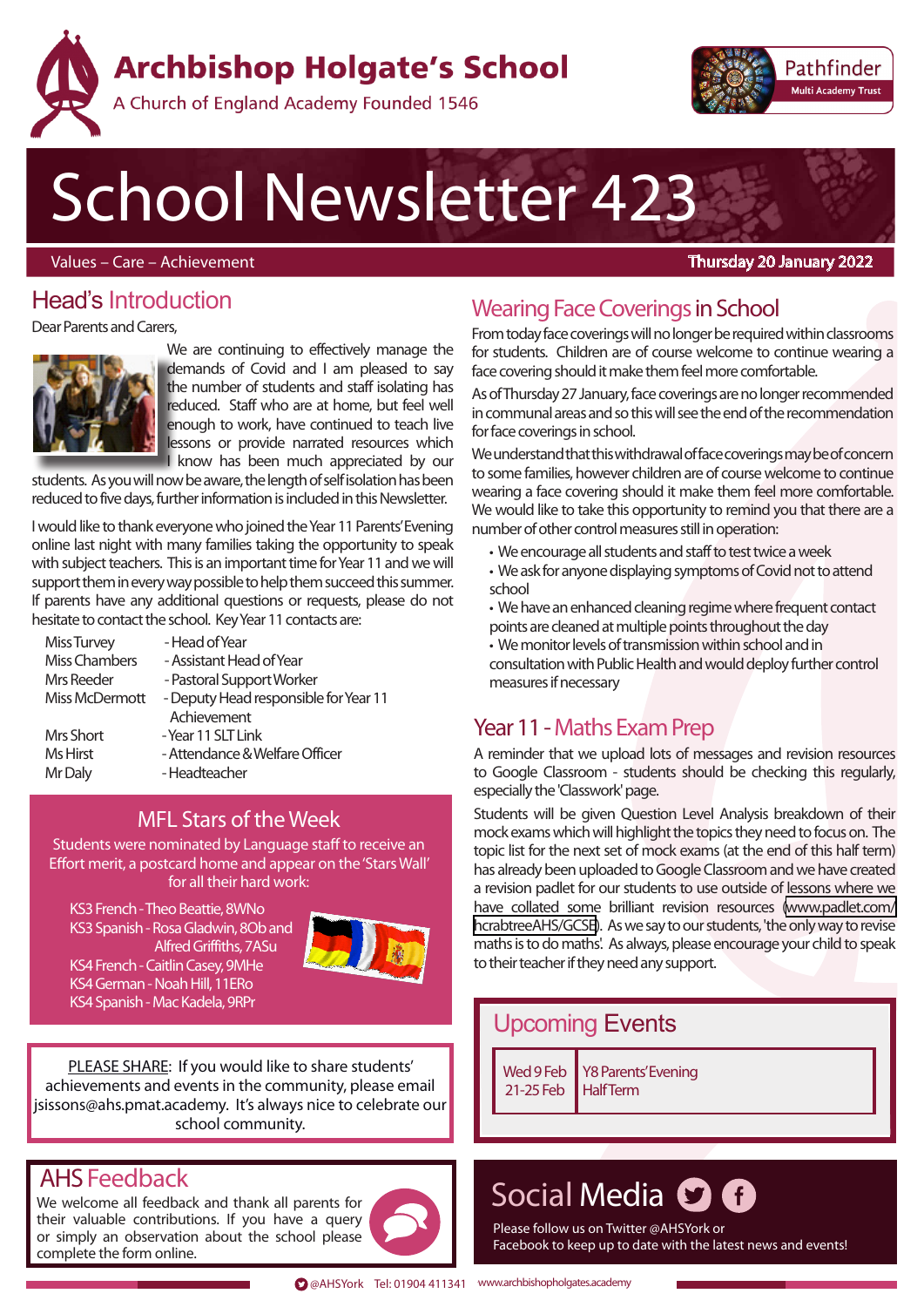# Archbishop Holgate's School

A Church of England Academy Founded 1546

Pathfinder Multi Academy Trust

# School Newsletter 423

Values – Care – Achievement

Thursday 20 January 2022

## Head's Introduction

Dear Parents and Carers,

We are continuing to effectively manage the demands of Covid and I am pleased to say the number of students and staff isolating has reduced. Staff who are at home, but feel well enough to work, have continued to teach live lessons or provide narrated resources which I know has been much appreciated by our students. As you will now be aware, the length of self isolation has been reduced to five days, further information is included in this Newsletter.

I would like to thank everyone who joined the Year 11 Parents' Evening online last night with many families taking the opportunity to speak with subject teachers. This is an important time for Year 11 and we will support them in every way possible to help them succeed this summer. If parents have any additional questions or requests, please do not hesitate to contact the school. Key Year 11 contacts are:

| | |
|---|---|
| Miss Turvey | - Head of Year |
| Miss Chambers | - Assistant Head of Year |
| Mrs Reeder | - Pastoral Support Worker |
| Miss McDermott | - Deputy Head responsible for Year 11 Achievement |
| Mrs Short | - Year 11 SLT Link |
| Ms Hirst | - Attendance & Welfare Officer |
| Mr Daly | - Headteacher |

## MFL Stars of the Week

Students were nominated by Language staff to receive an Effort merit, a postcard home and appear on the 'Stars Wall' for all their hard work:

- KS3 French - Theo Beattie, 8WNo
- KS3 Spanish - Rosa Gladwin, 8Ob and Alfred Griffiths, 7ASu
- KS4 French - Caitlin Casey, 9MHe
- KS4 German - Noah Hill, 11ERo
- KS4 Spanish - Mac Kadela, 9RPr

PLEASE SHARE: If you would like to share students' achievements and events in the community, please email jsissons@ahs.pmat.academy. It's always nice to celebrate our school community.

## AHS Feedback

We welcome all feedback and thank all parents for their valuable contributions. If you have a query or simply an observation about the school please complete the form online.

## Wearing Face Coverings in School

From today face coverings will no longer be required within classrooms for students. Children are of course welcome to continue wearing a face covering should it make them feel more comfortable.

As of Thursday 27 January, face coverings are no longer recommended in communal areas and so this will see the end of the recommendation for face coverings in school.

We understand that this withdrawal of face coverings may be of concern to some families, however children are of course welcome to continue wearing a face covering should it make them feel more comfortable. We would like to take this opportunity to remind you that there are a number of other control measures still in operation:

- We encourage all students and staff to test twice a week
- We ask for anyone displaying symptoms of Covid not to attend school
- We have an enhanced cleaning regime where frequent contact points are cleaned at multiple points throughout the day
- We monitor levels of transmission within school and in consultation with Public Health and would deploy further control measures if necessary

## Year 11 - Maths Exam Prep

A reminder that we upload lots of messages and revision resources to Google Classroom - students should be checking this regularly, especially the 'Classwork' page.

Students will be given Question Level Analysis breakdown of their mock exams which will highlight the topics they need to focus on. The topic list for the next set of mock exams (at the end of this half term) has already been uploaded to Google Classroom and we have created a revision padlet for our students to use outside of lessons where we have collated some brilliant revision resources (www.padlet.com/hcrabtreeAHS/GCSE). As we say to our students, 'the only way to revise maths is to do maths'. As always, please encourage your child to speak to their teacher if they need any support.

## Upcoming Events

| | |
|---|---|
| Wed 9 Feb | Y8 Parents' Evening |
| 21-25 Feb | Half Term |

## Social Media

Please follow us on Twitter @AHSYork or Facebook to keep up to date with the latest news and events!

@AHSYork Tel: 01904 411341 www.archbishopholgates.academy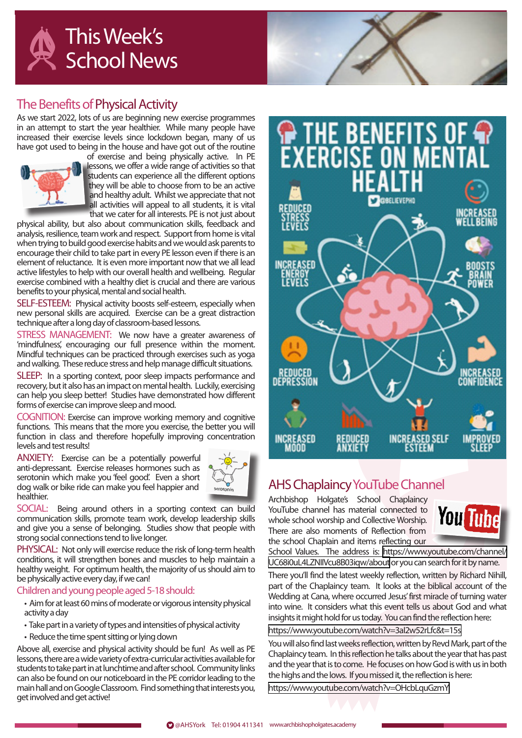# This Week's School News

## The Benefits of Physical Activity

As we start 2022, lots of us are beginning new exercise programmes in an attempt to start the year healthier. While many people have increased their exercise levels since lockdown began, many of us have got used to being in the house and have got out of the routine of exercise and being physically active. In PE lessons, we offer a wide range of activities so that students can experience all the different options they will be able to choose from to be an active and healthy adult. Whilst we appreciate that not all activities will appeal to all students, it is vital that we cater for all interests. PE is not just about physical ability, but also about communication skills, feedback and analysis, resilience, team work and respect. Support from home is vital when trying to build good exercise habits and we would ask parents to encourage their child to take part in every PE lesson even if there is an element of reluctance. It is even more important now that we all lead active lifestyles to help with our overall health and wellbeing. Regular exercise combined with a healthy diet is crucial and there are various benefits to your physical, mental and social health.

SELF-ESTEEM: Physical activity boosts self-esteem, especially when new personal skills are acquired. Exercise can be a great distraction technique after a long day of classroom-based lessons.

STRESS MANAGEMENT: We now have a greater awareness of 'mindfulness', encouraging our full presence within the moment. Mindful techniques can be practiced through exercises such as yoga and walking. These reduce stress and help manage difficult situations.

SLEEP: In a sporting context, poor sleep impacts performance and recovery, but it also has an impact on mental health. Luckily, exercising can help you sleep better! Studies have demonstrated how different forms of exercise can improve sleep and mood.

COGNITION: Exercise can improve working memory and cognitive functions. This means that the more you exercise, the better you will function in class and therefore hopefully improving concentration levels and test results!

ANXIETY: Exercise can be a potentially powerful anti-depressant. Exercise releases hormones such as serotonin which make you 'feel good'. Even a short dog walk or bike ride can make you feel happier and healthier.

SOCIAL: Being around others in a sporting context can build communication skills, promote team work, develop leadership skills and give you a sense of belonging. Studies show that people with strong social connections tend to live longer.

PHYSICAL: Not only will exercise reduce the risk of long-term health conditions, it will strengthen bones and muscles to help maintain a healthy weight. For optimum health, the majority of us should aim to be physically active every day, if we can!

### Children and young people aged 5-18 should:

- Aim for at least 60 mins of moderate or vigorous intensity physical activity a day
- Take part in a variety of types and intensities of physical activity
- Reduce the time spent sitting or lying down

Above all, exercise and physical activity should be fun! As well as PE lessons, there are a wide variety of extra-curricular activities available for students to take part in at lunchtime and after school. Community links can also be found on our noticeboard in the PE corridor leading to the main hall and on Google Classroom. Find something that interests you, get involved and get active!

## AHS Chaplaincy YouTube Channel

Archbishop Holgate's School Chaplaincy YouTube channel has material connected to whole school worship and Collective Worship. There are also moments of Reflection from the school Chaplain and items reflecting our School Values. The address is: https://www.youtube.com/channel/UC68i0uL4LZNIlVcu8B03iqw/about or you can search for it by name.

There you'll find the latest weekly reflection, written by Richard Nihill, part of the Chaplaincy team. It looks at the biblical account of the Wedding at Cana, where occurred Jesus' first miracle of turning water into wine. It considers what this event tells us about God and what insights it might hold for us today. You can find the reflection here:

https://www.youtube.com/watch?v=3aI2w52rLfc&t=15s

You will also find last weeks reflection, written by Revd Mark, part of the Chaplaincy team. In this reflection he talks about the year that has past and the year that is to come. He focuses on how God is with us in both the highs and the lows. If you missed it, the reflection is here:

https://www.youtube.com/watch?v=OHcbLquGzmY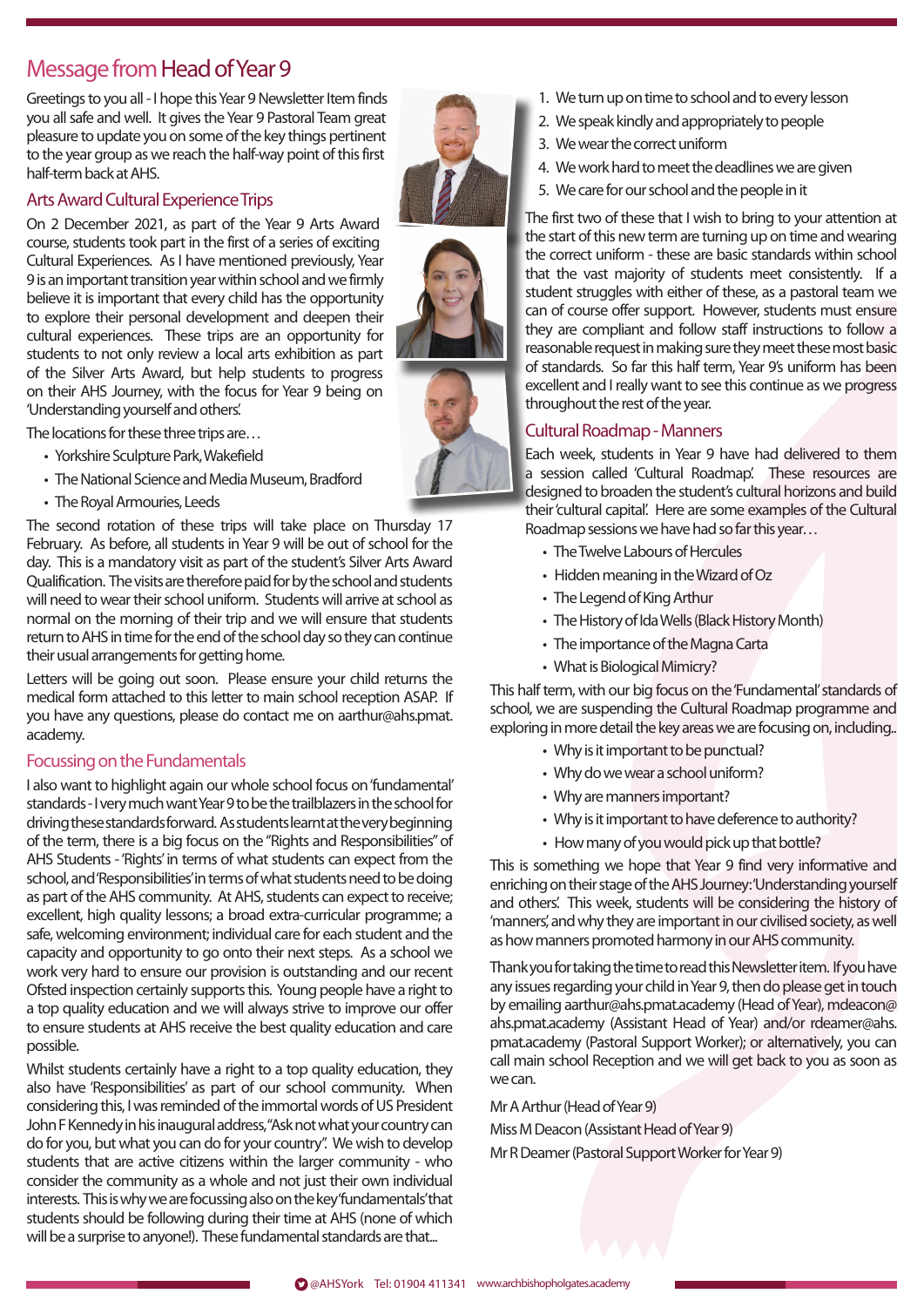# Message from Head of Year 9

Greetings to you all - I hope this Year 9 Newsletter Item finds you all safe and well. It gives the Year 9 Pastoral Team great pleasure to update you on some of the key things pertinent to the year group as we reach the half-way point of this first half-term back at AHS.

## Arts Award Cultural Experience Trips

On 2 December 2021, as part of the Year 9 Arts Award course, students took part in the first of a series of exciting Cultural Experiences. As I have mentioned previously, Year 9 is an important transition year within school and we firmly believe it is important that every child has the opportunity to explore their personal development and deepen their cultural experiences. These trips are an opportunity for students to not only review a local arts exhibition as part of the Silver Arts Award, but help students to progress on their AHS Journey, with the focus for Year 9 being on 'Understanding yourself and others.'

The locations for these three trips are…

- Yorkshire Sculpture Park, Wakefield
- The National Science and Media Museum, Bradford
- The Royal Armouries, Leeds

The second rotation of these trips will take place on Thursday 17 February. As before, all students in Year 9 will be out of school for the day. This is a mandatory visit as part of the student's Silver Arts Award Qualification. The visits are therefore paid for by the school and students will need to wear their school uniform. Students will arrive at school as normal on the morning of their trip and we will ensure that students return to AHS in time for the end of the school day so they can continue their usual arrangements for getting home.

Letters will be going out soon. Please ensure your child returns the medical form attached to this letter to main school reception ASAP. If you have any questions, please do contact me on aarthur@ahs.pmat.academy.

## Focussing on the Fundamentals

I also want to highlight again our whole school focus on 'fundamental' standards - I very much want Year 9 to be the trailblazers in the school for driving these standards forward. As students learnt at the very beginning of the term, there is a big focus on the "Rights and Responsibilities" of AHS Students - 'Rights' in terms of what students can expect from the school, and 'Responsibilities' in terms of what students need to be doing as part of the AHS community. At AHS, students can expect to receive; excellent, high quality lessons; a broad extra-curricular programme; a safe, welcoming environment; individual care for each student and the capacity and opportunity to go onto their next steps. As a school we work very hard to ensure our provision is outstanding and our recent Ofsted inspection certainly supports this. Young people have a right to a top quality education and we will always strive to improve our offer to ensure students at AHS receive the best quality education and care possible.

Whilst students certainly have a right to a top quality education, they also have 'Responsibilities' as part of our school community. When considering this, I was reminded of the immortal words of US President John F Kennedy in his inaugural address, "Ask not what your country can do for you, but what you can do for your country". We wish to develop students that are active citizens within the larger community - who consider the community as a whole and not just their own individual interests. This is why we are focussing also on the key 'fundamentals' that students should be following during their time at AHS (none of which will be a surprise to anyone!). These fundamental standards are that...

1. We turn up on time to school and to every lesson
2. We speak kindly and appropriately to people
3. We wear the correct uniform
4. We work hard to meet the deadlines we are given
5. We care for our school and the people in it

The first two of these that I wish to bring to your attention at the start of this new term are turning up on time and wearing the correct uniform - these are basic standards within school that the vast majority of students meet consistently. If a student struggles with either of these, as a pastoral team we can of course offer support. However, students must ensure they are compliant and follow staff instructions to follow a reasonable request in making sure they meet these most basic of standards. So far this half term, Year 9's uniform has been excellent and I really want to see this continue as we progress throughout the rest of the year.

## Cultural Roadmap - Manners

Each week, students in Year 9 have had delivered to them a session called 'Cultural Roadmap.' These resources are designed to broaden the student's cultural horizons and build their 'cultural capital.' Here are some examples of the Cultural Roadmap sessions we have had so far this year…

- The Twelve Labours of Hercules
- Hidden meaning in the Wizard of Oz
- The Legend of King Arthur
- The History of Ida Wells (Black History Month)
- The importance of the Magna Carta
- What is Biological Mimicry?

This half term, with our big focus on the 'Fundamental' standards of school, we are suspending the Cultural Roadmap programme and exploring in more detail the key areas we are focusing on, including..

- Why is it important to be punctual?
- Why do we wear a school uniform?
- Why are manners important?
- Why is it important to have deference to authority?
- How many of you would pick up that bottle?

This is something we hope that Year 9 find very informative and enriching on their stage of the AHS Journey: 'Understanding yourself and others.' This week, students will be considering the history of 'manners,' and why they are important in our civilised society, as well as how manners promoted harmony in our AHS community.

Thank you for taking the time to read this Newsletter item. If you have any issues regarding your child in Year 9, then do please get in touch by emailing aarthur@ahs.pmat.academy (Head of Year), mdeacon@ahs.pmat.academy (Assistant Head of Year) and/or rdeamer@ahs.pmat.academy (Pastoral Support Worker); or alternatively, you can call main school Reception and we will get back to you as soon as we can.

Mr A Arthur (Head of Year 9)

Miss M Deacon (Assistant Head of Year 9)

Mr R Deamer (Pastoral Support Worker for Year 9)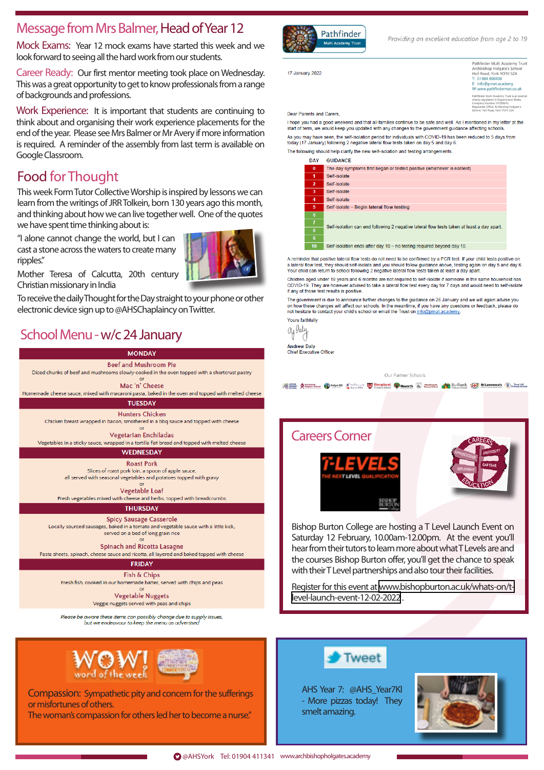# Message from Mrs Balmer, Head of Year 12

**Mock Exams:** Year 12 mock exams have started this week and we look forward to seeing all the hard work from our students.

**Career Ready:** Our first mentor meeting took place on Wednesday. This was a great opportunity to get to know professionals from a range of backgrounds and professions.

**Work Experience:** It is important that students are continuing to think about and organising their work experience placements for the end of the year. Please see Mrs Balmer or Mr Avery if more information is required. A reminder of the assembly from last term is available on Google Classroom.

# Food for Thought

This week Form Tutor Collective Worship is inspired by lessons we can learn from the writings of JRR Tolkein, born 130 years ago this month, and thinking about how we can live together well. One of the quotes we have spent time thinking about is:

"I alone cannot change the world, but I can cast a stone across the waters to create many ripples."

Mother Teresa of Calcutta, 20th century Christian missionary in India

To receive the daily Thought for the Day straight to your phone or other electronic device sign up to @AHSChaplaincy on Twitter.

# School Menu - w/c 24 January

**MONDAY**

Beef and Mushroom Pie
Diced chunks of beef and mushrooms slowly cooked in the oven topped with a shortcrust pastry
or
Mac 'n' Cheese
Homemade cheese sauce, mixed with macaroni pasta, baked in the oven and topped with melted cheese

**TUESDAY**

Hunters Chicken
Chicken breast wrapped in bacon, smothered in a bbq sauce and topped with cheese
or
Vegetarian Enchiladas
Vegetables in a sticky sauce, wrapped in a tortilla flat bread and topped with melted cheese

**WEDNESDAY**

Roast Pork
Slices of roast pork loin, a spoon of apple sauce, all served with seasonal vegetables and potatoes topped with gravy
or
Vegetable Loaf
Fresh vegetables mixed with cheese and herbs, topped with breadcrumbs

**THURSDAY**

Spicy Sausage Casserole
Locally sourced sausages, baked in a tomato and vegetable sauce with a little kick, served on a bed of long grain rice
or
Spinach and Ricotta Lasagne
Pasta sheets, spinach, cheese sauce and ricotta, all layered and baked topped with cheese

**FRIDAY**

Fish & Chips
Fresh fish, cooked in our homemade batter, served with chips and peas
or
Vegetable Nuggets
Veggie nuggets served with peas and chips

*Please be aware these items can possibly change due to supply issues, but we endeavour to keep the menu as advertised*

---

Pathfinder Multi Academy Trust

*Providing an excellent education from age 2 to 19*

17 January 2022

Pathfinder Multi Academy Trust
Archbishop Holgate's School
Hull Road, York YO10 5ZA
T: 01904 806000
E: info@pmat.academy
W: www.pathfindermat.co.uk

Pathfinder Multi Academy Trust is an exempt charity registered in England and Wales. Company Number 07559610. Registered Office: Archbishop Holgate's School, Hull Road, York YO10 5ZA

Dear Parents and Carers,

I hope you had a good weekend and that all families continue to be safe and well. As I mentioned in my letter at the start of term, we would keep you updated with any changes to the government guidance affecting schools.

As you may have seen, the self-isolation period for individuals with COVID-19 has been reduced to 5 days from today (17 January) following 2 negative lateral flow tests taken on day 5 and day 6.

The following should help clarify the new self-isolation and testing arrangements.

| DAY | GUIDANCE |
|---|---|
| 0 | The day symptoms first began or tested positive (whichever is earliest) |
| 1 | Self-isolate |
| 2 | Self-isolate |
| 3 | Self-isolate |
| 4 | Self-isolate |
| 5 | Self-isolate – Begin lateral flow testing |
| 6 | Self-isolation can end following 2 negative lateral flow tests taken at least a day apart. |
| 7 | |
| 8 | |
| 9 | |
| 10 | Self-isolation ends after day 10 – no testing required beyond day 10 |

A reminder that positive lateral flow tests do not need to be confirmed by a PCR test. If your child tests positive on a lateral flow test, they should self-isolate and you should follow guidance above, testing again on day 5 and day 6. Your child can return to school following 2 negative lateral flow tests taken at least a day apart.

Children aged under 18 years and 6 months are not required to self-isolate if someone in the same household has COVID-19. They are however advised to take a lateral flow test every day for 7 days and would need to self-isolate if any of those test results is positive.

The government is due to announce further changes to the guidance on 26 January and we will again advise you on how these changes will affect our schools. In the meantime, if you have any questions or feedback, please do not hesitate to contact your child's school or email the Trust on info@pmat.academy.

Yours faithfully

Andrew Daly
Chief Executive Officer

Our Partner Schools

# Careers Corner

T-LEVELS — THE NEXT LEVEL QUALIFICATION

Bishop Burton College are hosting a T Level Launch Event on Saturday 12 February, 10.00am-12.00pm. At the event you'll hear from their tutors to learn more about what T Levels are and the courses Bishop Burton offer, you'll get the chance to speak with their T Level partnerships and also tour their facilities.

Register for this event at www.bishopburton.ac.uk/whats-on/t-level-launch-event-12-02-2022.

# WOW! word of the week

**Compassion:** Sympathetic pity and concern for the sufferings or misfortunes of others.
The woman's compassion for others led her to become a nurse."

# Tweet

AHS Year 7: @AHS_Year7Kl - More pizzas today! They smelt amazing.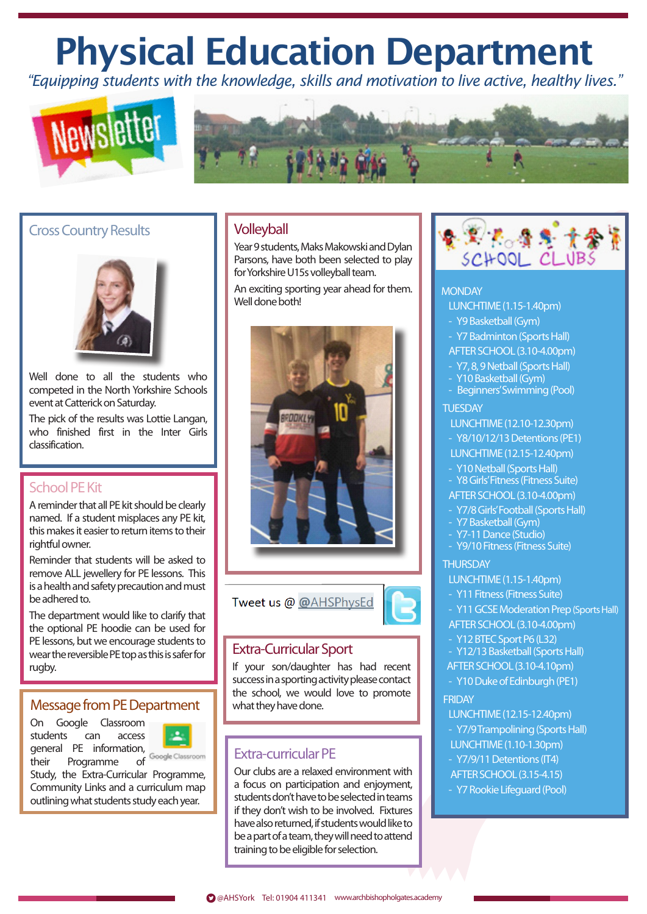# Physical Education Department

*"Equipping students with the knowledge, skills and motivation to live active, healthy lives."*

Newsletter

## Cross Country Results

Well done to all the students who competed in the North Yorkshire Schools event at Catterick on Saturday.

The pick of the results was Lottie Langan, who finished first in the Inter Girls classification.

## School PE Kit

A reminder that all PE kit should be clearly named. If a student misplaces any PE kit, this makes it easier to return items to their rightful owner.

Reminder that students will be asked to remove ALL jewellery for PE lessons. This is a health and safety precaution and must be adhered to.

The department would like to clarify that the optional PE hoodie can be used for PE lessons, but we encourage students to wear the reversible PE top as this is safer for rugby.

## Message from PE Department

On Google Classroom students can access general PE information, their Programme of Study, the Extra-Curricular Programme, Community Links and a curriculum map outlining what students study each year.

## Volleyball

Year 9 students, Maks Makowski and Dylan Parsons, have both been selected to play for Yorkshire U15s volleyball team.

An exciting sporting year ahead for them. Well done both!

Tweet us @ @AHSPhysEd

## Extra-Curricular Sport

If your son/daughter has had recent success in a sporting activity please contact the school, we would love to promote what they have done.

## Extra-curricular PE

Our clubs are a relaxed environment with a focus on participation and enjoyment, students don't have to be selected in teams if they don't wish to be involved. Fixtures have also returned, if students would like to be a part of a team, they will need to attend training to be eligible for selection.

## SCHOOL CLUBS

**MONDAY**

LUNCHTIME (1.15-1.40pm)
- Y9 Basketball (Gym)
- Y7 Badminton (Sports Hall)

AFTER SCHOOL (3.10-4.00pm)
- Y7, 8, 9 Netball (Sports Hall)
- Y10 Basketball (Gym)
- Beginners' Swimming (Pool)

**TUESDAY**

LUNCHTIME (12.10-12.30pm)
- Y8/10/12/13 Detentions (PE1)

LUNCHTIME (12.15-12.40pm)
- Y10 Netball (Sports Hall)
- Y8 Girls' Fitness (Fitness Suite)

AFTER SCHOOL (3.10-4.00pm)
- Y7/8 Girls' Football (Sports Hall)
- Y7 Basketball (Gym)
- Y7-11 Dance (Studio)
- Y9/10 Fitness (Fitness Suite)

**THURSDAY**

LUNCHTIME (1.15-1.40pm)
- Y11 Fitness (Fitness Suite)
- Y11 GCSE Moderation Prep (Sports Hall)

AFTER SCHOOL (3.10-4.00pm)
- Y12 BTEC Sport P6 (L32)
- Y12/13 Basketball (Sports Hall)

AFTER SCHOOL (3.10-4.10pm)
- Y10 Duke of Edinburgh (PE1)

**FRIDAY**

LUNCHTIME (12.15-12.40pm)
- Y7/9 Trampolining (Sports Hall)

LUNCHTIME (1.10-1.30pm)
- Y7/9/11 Detentions (IT4)

AFTER SCHOOL (3.15-4.15)
- Y7 Rookie Lifeguard (Pool)

@AHSYork Tel: 01904 411341 www.archbishopholgates.academy